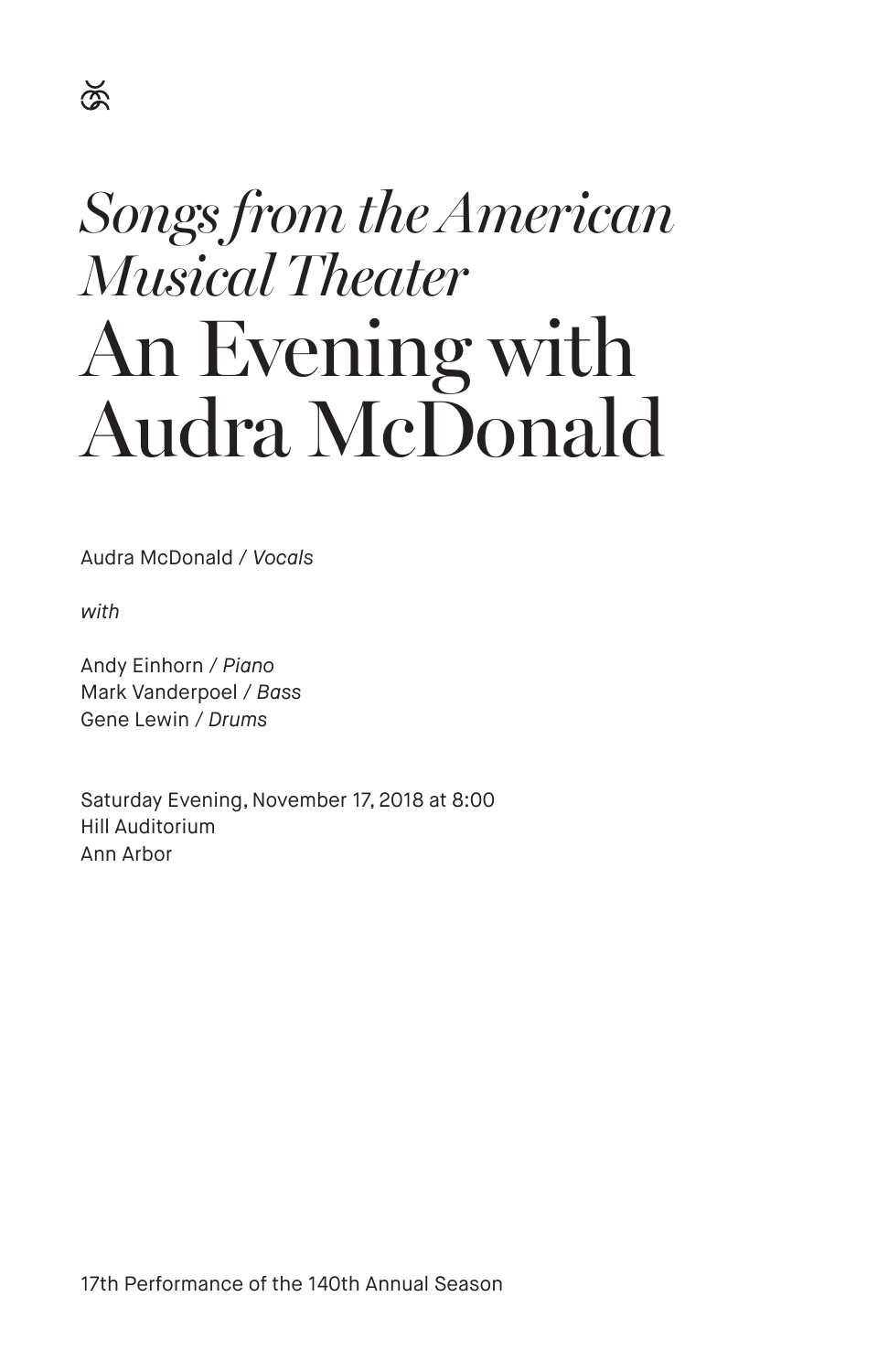*Songs from the American Musical Theater*

# An Evening with Audra McDonald

Audra McDonald / *Vocals*

*with*

Andy Einhorn / *Piano*
Mark Vanderpoel / *Bass*
Gene Lewin / *Drums*

Saturday Evening, November 17, 2018 at 8:00
Hill Auditorium
Ann Arbor

17th Performance of the 140th Annual Season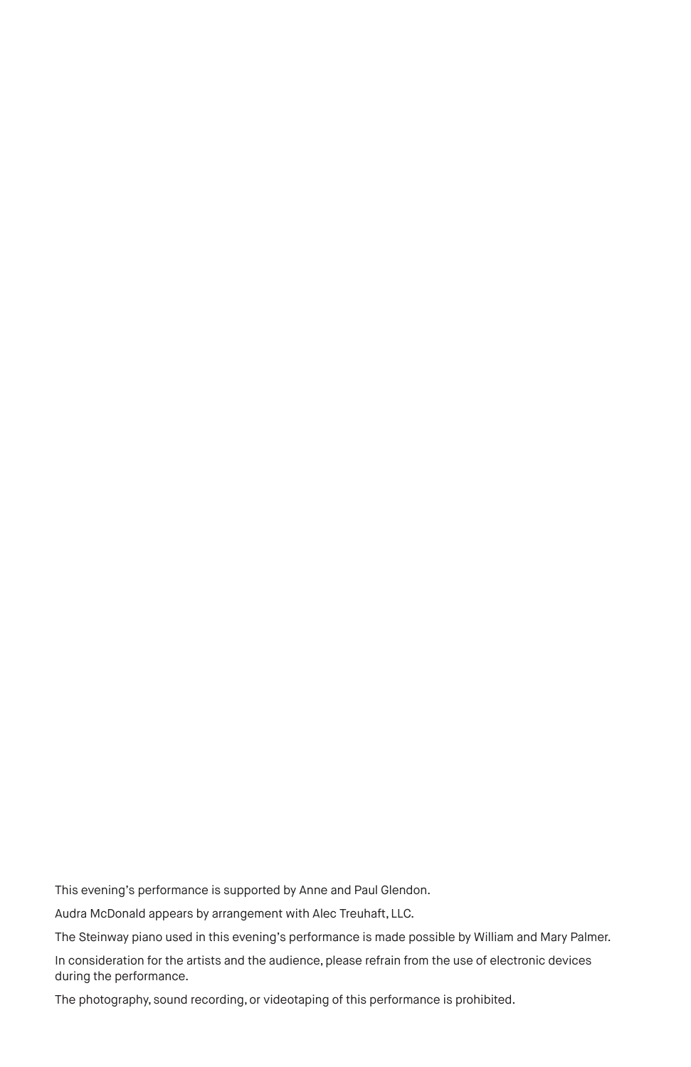This evening's performance is supported by Anne and Paul Glendon.

Audra McDonald appears by arrangement with Alec Treuhaft, LLC.

The Steinway piano used in this evening's performance is made possible by William and Mary Palmer.

In consideration for the artists and the audience, please refrain from the use of electronic devices during the performance.

The photography, sound recording, or videotaping of this performance is prohibited.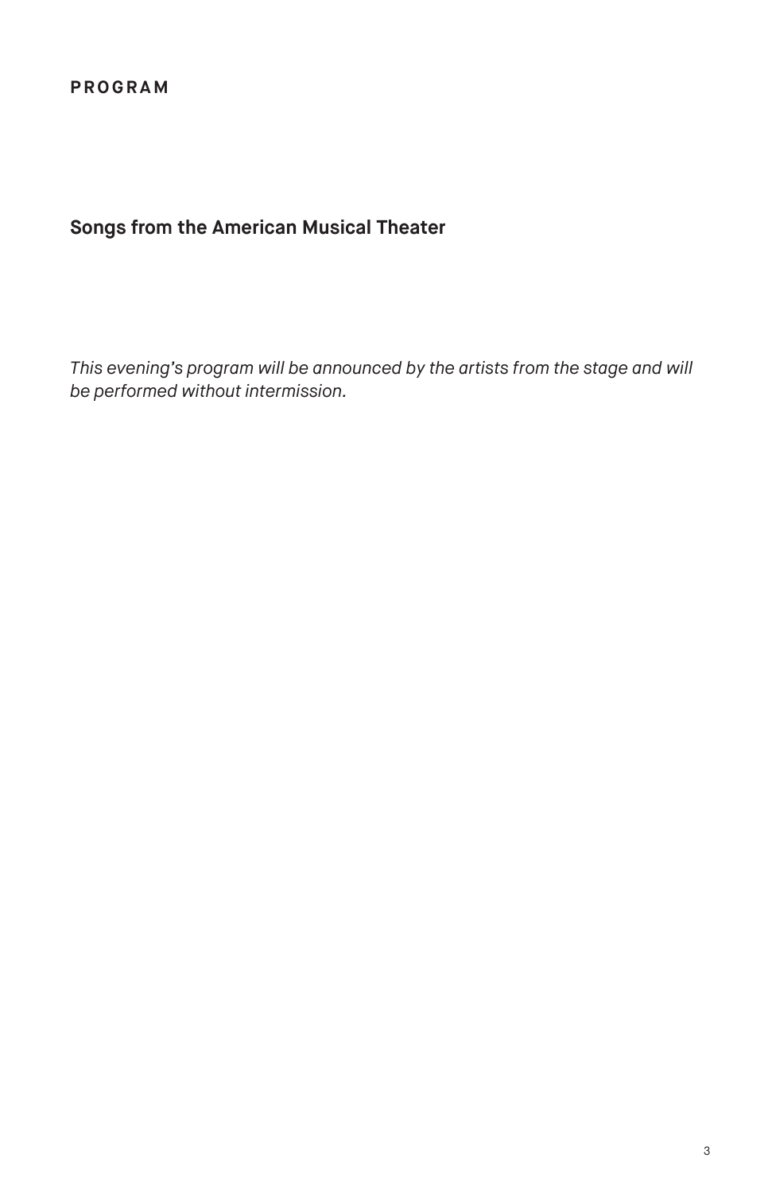# PROGRAM

## Songs from the American Musical Theater

*This evening's program will be announced by the artists from the stage and will be performed without intermission.*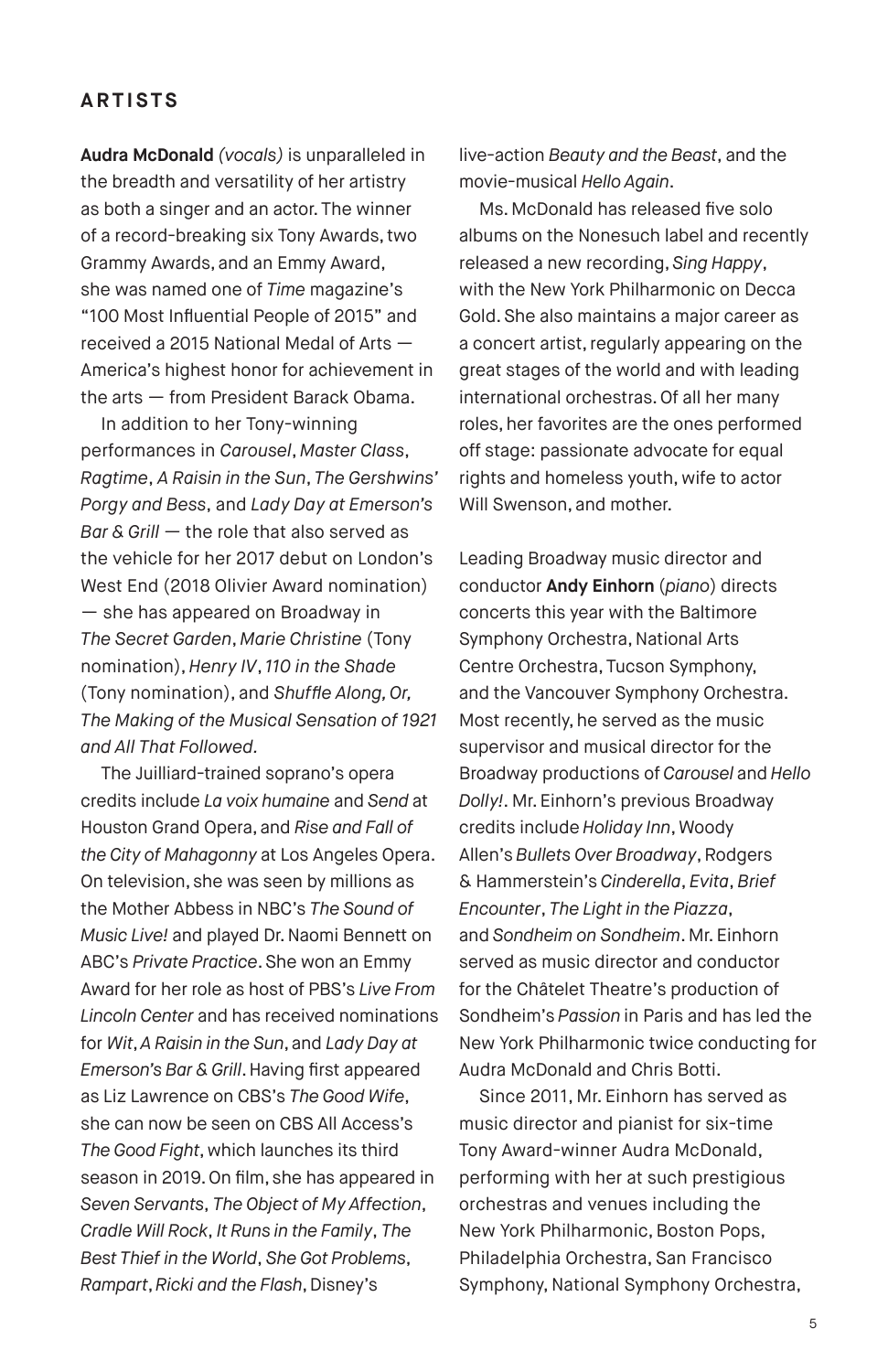## ARTISTS

**Audra McDonald** *(vocals)* is unparalleled in the breadth and versatility of her artistry as both a singer and an actor. The winner of a record-breaking six Tony Awards, two Grammy Awards, and an Emmy Award, she was named one of *Time* magazine's "100 Most Influential People of 2015" and received a 2015 National Medal of Arts — America's highest honor for achievement in the arts — from President Barack Obama.

In addition to her Tony-winning performances in *Carousel*, *Master Class*, *Ragtime*, *A Raisin in the Sun*, *The Gershwins' Porgy and Bess*, and *Lady Day at Emerson's Bar & Grill* — the role that also served as the vehicle for her 2017 debut on London's West End (2018 Olivier Award nomination) — she has appeared on Broadway in *The Secret Garden*, *Marie Christine* (Tony nomination), *Henry IV*, *110 in the Shade* (Tony nomination), and *Shuffle Along, Or, The Making of the Musical Sensation of 1921 and All That Followed.*

The Juilliard-trained soprano's opera credits include *La voix humaine* and *Send* at Houston Grand Opera, and *Rise and Fall of the City of Mahagonny* at Los Angeles Opera. On television, she was seen by millions as the Mother Abbess in NBC's *The Sound of Music Live!* and played Dr. Naomi Bennett on ABC's *Private Practice*. She won an Emmy Award for her role as host of PBS's *Live From Lincoln Center* and has received nominations for *Wit*, *A Raisin in the Sun*, and *Lady Day at Emerson's Bar & Grill*. Having first appeared as Liz Lawrence on CBS's *The Good Wife*, she can now be seen on CBS All Access's *The Good Fight*, which launches its third season in 2019. On film, she has appeared in *Seven Servants*, *The Object of My Affection*, *Cradle Will Rock*, *It Runs in the Family*, *The Best Thief in the World*, *She Got Problems*, *Rampart*, *Ricki and the Flash*, Disney's live-action *Beauty and the Beast*, and the movie-musical *Hello Again*.

Ms. McDonald has released five solo albums on the Nonesuch label and recently released a new recording, *Sing Happy*, with the New York Philharmonic on Decca Gold. She also maintains a major career as a concert artist, regularly appearing on the great stages of the world and with leading international orchestras. Of all her many roles, her favorites are the ones performed off stage: passionate advocate for equal rights and homeless youth, wife to actor Will Swenson, and mother.

Leading Broadway music director and conductor **Andy Einhorn** (*piano*) directs concerts this year with the Baltimore Symphony Orchestra, National Arts Centre Orchestra, Tucson Symphony, and the Vancouver Symphony Orchestra. Most recently, he served as the music supervisor and musical director for the Broadway productions of *Carousel* and *Hello Dolly!*. Mr. Einhorn's previous Broadway credits include *Holiday Inn*, Woody Allen's *Bullets Over Broadway*, Rodgers & Hammerstein's *Cinderella*, *Evita*, *Brief Encounter*, *The Light in the Piazza*, and *Sondheim on Sondheim*. Mr. Einhorn served as music director and conductor for the Châtelet Theatre's production of Sondheim's *Passion* in Paris and has led the New York Philharmonic twice conducting for Audra McDonald and Chris Botti.

Since 2011, Mr. Einhorn has served as music director and pianist for six-time Tony Award-winner Audra McDonald, performing with her at such prestigious orchestras and venues including the New York Philharmonic, Boston Pops, Philadelphia Orchestra, San Francisco Symphony, National Symphony Orchestra,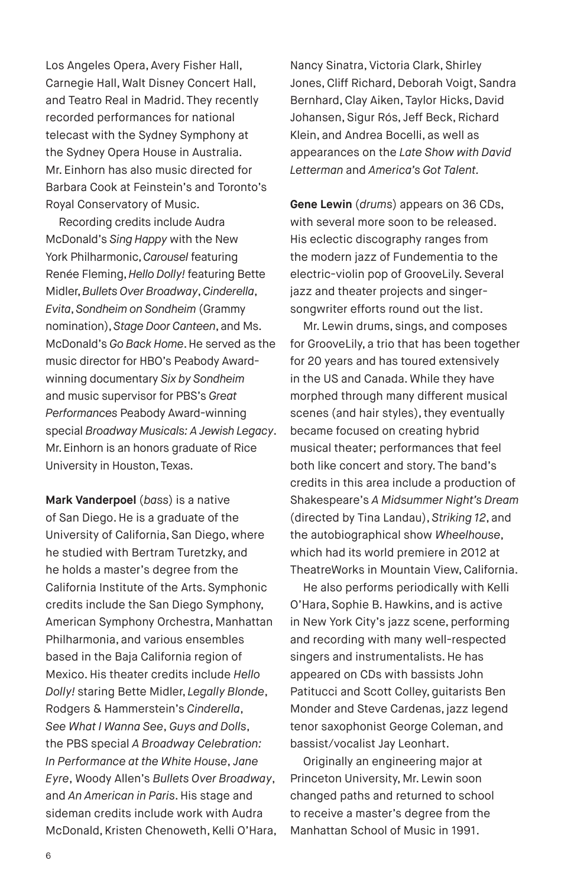Los Angeles Opera, Avery Fisher Hall, Carnegie Hall, Walt Disney Concert Hall, and Teatro Real in Madrid. They recently recorded performances for national telecast with the Sydney Symphony at the Sydney Opera House in Australia. Mr. Einhorn has also music directed for Barbara Cook at Feinstein's and Toronto's Royal Conservatory of Music.

Recording credits include Audra McDonald's *Sing Happy* with the New York Philharmonic, *Carousel* featuring Renée Fleming, *Hello Dolly!* featuring Bette Midler, *Bullets Over Broadway*, *Cinderella*, *Evita*, *Sondheim on Sondheim* (Grammy nomination), *Stage Door Canteen*, and Ms. McDonald's *Go Back Home*. He served as the music director for HBO's Peabody Award-winning documentary *Six by Sondheim* and music supervisor for PBS's *Great Performances* Peabody Award-winning special *Broadway Musicals: A Jewish Legacy*. Mr. Einhorn is an honors graduate of Rice University in Houston, Texas.

**Mark Vanderpoel** (*bass*) is a native of San Diego. He is a graduate of the University of California, San Diego, where he studied with Bertram Turetzky, and he holds a master's degree from the California Institute of the Arts. Symphonic credits include the San Diego Symphony, American Symphony Orchestra, Manhattan Philharmonia, and various ensembles based in the Baja California region of Mexico. His theater credits include *Hello Dolly!* staring Bette Midler, *Legally Blonde*, Rodgers & Hammerstein's *Cinderella*, *See What I Wanna See*, *Guys and Dolls*, the PBS special *A Broadway Celebration: In Performance at the White House*, *Jane Eyre*, Woody Allen's *Bullets Over Broadway*, and *An American in Paris*. His stage and sideman credits include work with Audra McDonald, Kristen Chenoweth, Kelli O'Hara, Nancy Sinatra, Victoria Clark, Shirley Jones, Cliff Richard, Deborah Voigt, Sandra Bernhard, Clay Aiken, Taylor Hicks, David Johansen, Sigur Rós, Jeff Beck, Richard Klein, and Andrea Bocelli, as well as appearances on the *Late Show with David Letterman* and *America's Got Talent.*

**Gene Lewin** (*drums*) appears on 36 CDs, with several more soon to be released. His eclectic discography ranges from the modern jazz of Fundementia to the electric-violin pop of GrooveLily. Several jazz and theater projects and singer-songwriter efforts round out the list.

Mr. Lewin drums, sings, and composes for GrooveLily, a trio that has been together for 20 years and has toured extensively in the US and Canada. While they have morphed through many different musical scenes (and hair styles), they eventually became focused on creating hybrid musical theater; performances that feel both like concert and story. The band's credits in this area include a production of Shakespeare's *A Midsummer Night's Dream* (directed by Tina Landau), *Striking 12*, and the autobiographical show *Wheelhouse*, which had its world premiere in 2012 at TheatreWorks in Mountain View, California.

He also performs periodically with Kelli O'Hara, Sophie B. Hawkins, and is active in New York City's jazz scene, performing and recording with many well-respected singers and instrumentalists. He has appeared on CDs with bassists John Patitucci and Scott Colley, guitarists Ben Monder and Steve Cardenas, jazz legend tenor saxophonist George Coleman, and bassist/vocalist Jay Leonhart.

Originally an engineering major at Princeton University, Mr. Lewin soon changed paths and returned to school to receive a master's degree from the Manhattan School of Music in 1991.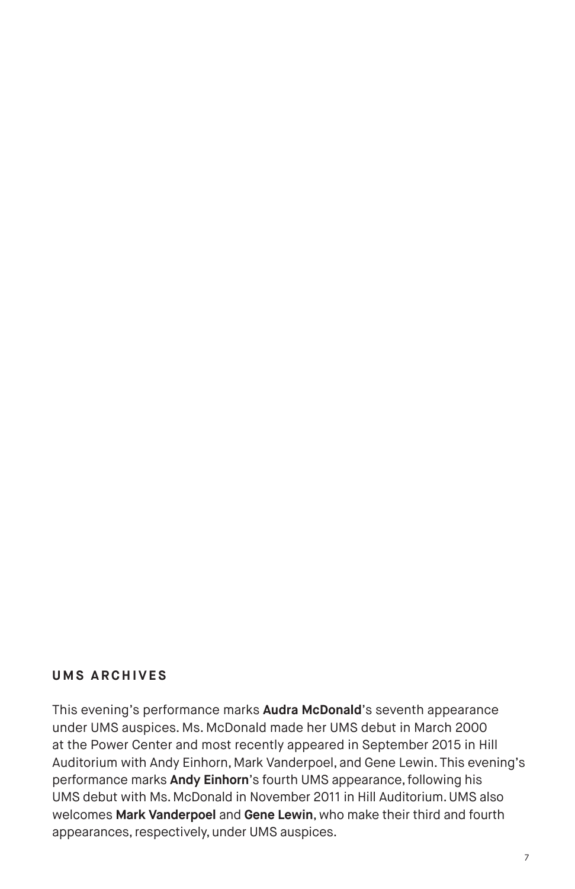## UMS ARCHIVES

This evening's performance marks **Audra McDonald**'s seventh appearance under UMS auspices. Ms. McDonald made her UMS debut in March 2000 at the Power Center and most recently appeared in September 2015 in Hill Auditorium with Andy Einhorn, Mark Vanderpoel, and Gene Lewin. This evening's performance marks **Andy Einhorn**'s fourth UMS appearance, following his UMS debut with Ms. McDonald in November 2011 in Hill Auditorium. UMS also welcomes **Mark Vanderpoel** and **Gene Lewin**, who make their third and fourth appearances, respectively, under UMS auspices.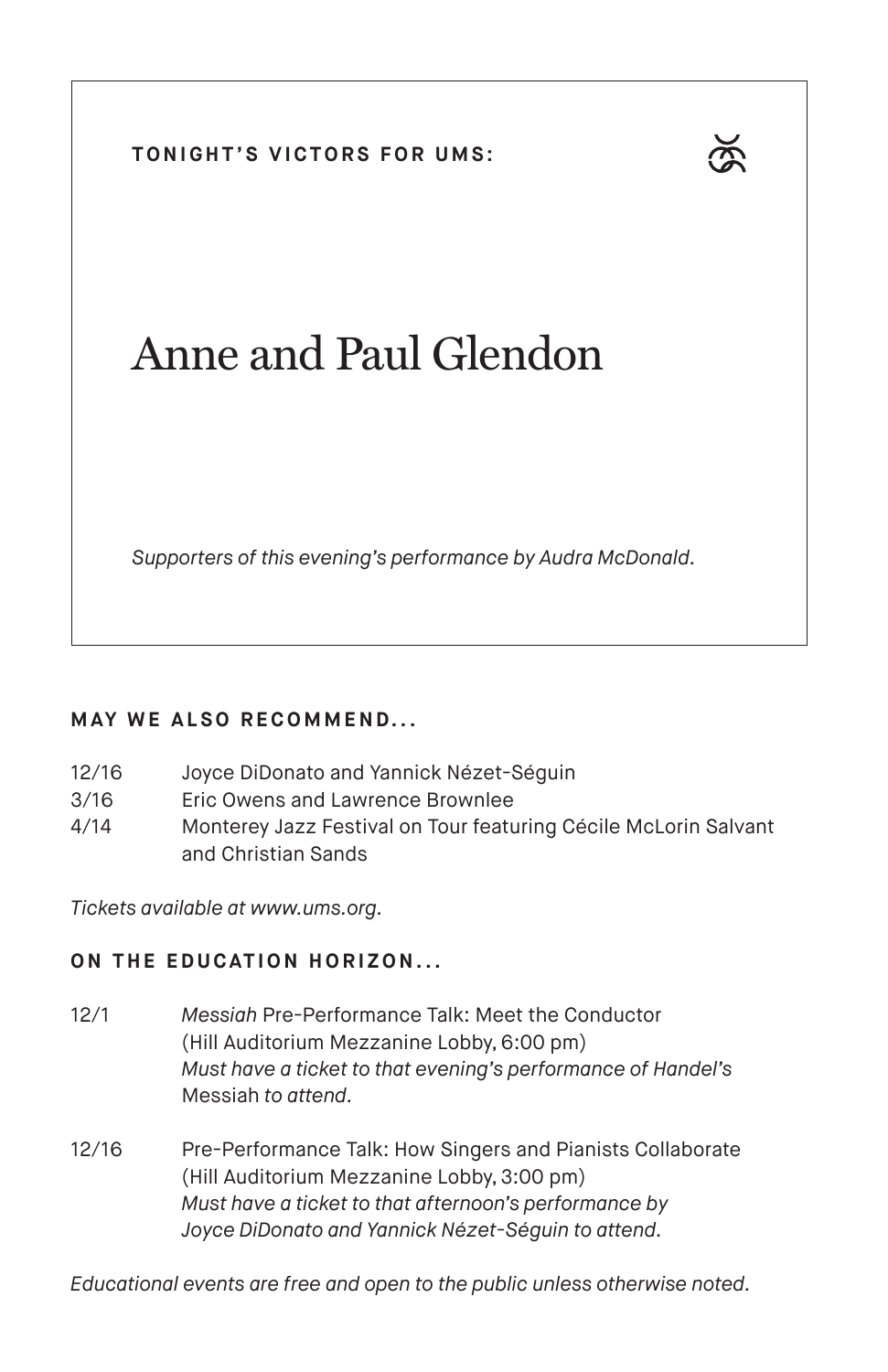**TONIGHT'S VICTORS FOR UMS:**

# Anne and Paul Glendon

*Supporters of this evening's performance by Audra McDonald.*

**MAY WE ALSO RECOMMEND...**

| | |
|---|---|
| 12/16 | Joyce DiDonato and Yannick Nézet-Séguin |
| 3/16 | Eric Owens and Lawrence Brownlee |
| 4/14 | Monterey Jazz Festival on Tour featuring Cécile McLorin Salvant and Christian Sands |

*Tickets available at www.ums.org.*

**ON THE EDUCATION HORIZON...**

| | |
|---|---|
| 12/1 | *Messiah* Pre-Performance Talk: Meet the Conductor (Hill Auditorium Mezzanine Lobby, 6:00 pm) *Must have a ticket to that evening's performance of Handel's* Messiah *to attend.* |
| 12/16 | Pre-Performance Talk: How Singers and Pianists Collaborate (Hill Auditorium Mezzanine Lobby, 3:00 pm) *Must have a ticket to that afternoon's performance by Joyce DiDonato and Yannick Nézet-Séguin to attend.* |

*Educational events are free and open to the public unless otherwise noted.*